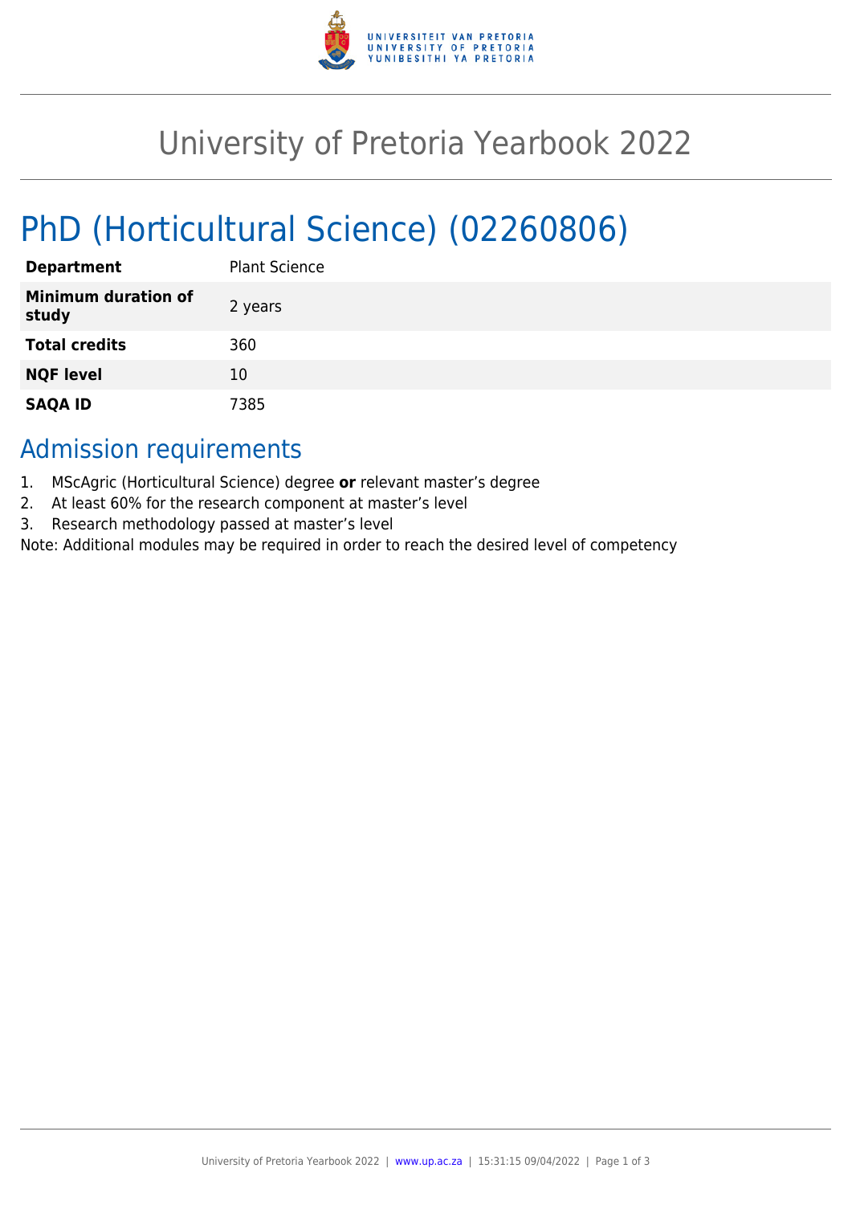# University of Pretoria Yearbook 2022

# PhD (Horticultural Science) (02260806)

| | |
|---|---|
| **Department** | Plant Science |
| **Minimum duration of study** | 2 years |
| **Total credits** | 360 |
| **NQF level** | 10 |
| **SAQA ID** | 7385 |

## Admission requirements

1. MScAgric (Horticultural Science) degree **or** relevant master's degree
2. At least 60% for the research component at master's level
3. Research methodology passed at master's level

Note: Additional modules may be required in order to reach the desired level of competency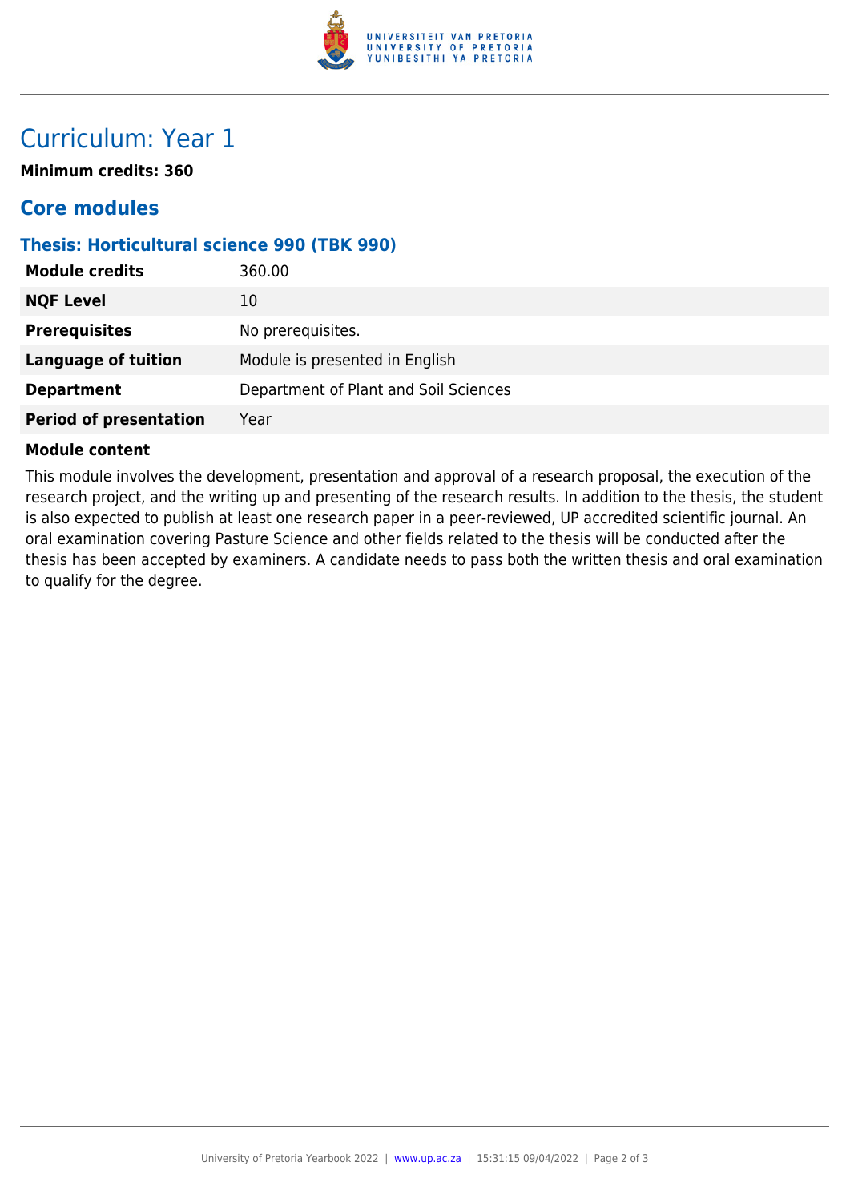# Curriculum: Year 1

**Minimum credits: 360**

## Core modules

### Thesis: Horticultural science 990 (TBK 990)

| **Module credits** | 360.00 |
|---|---|
| **NQF Level** | 10 |
| **Prerequisites** | No prerequisites. |
| **Language of tuition** | Module is presented in English |
| **Department** | Department of Plant and Soil Sciences |
| **Period of presentation** | Year |

**Module content**

This module involves the development, presentation and approval of a research proposal, the execution of the research project, and the writing up and presenting of the research results. In addition to the thesis, the student is also expected to publish at least one research paper in a peer-reviewed, UP accredited scientific journal. An oral examination covering Pasture Science and other fields related to the thesis will be conducted after the thesis has been accepted by examiners. A candidate needs to pass both the written thesis and oral examination to qualify for the degree.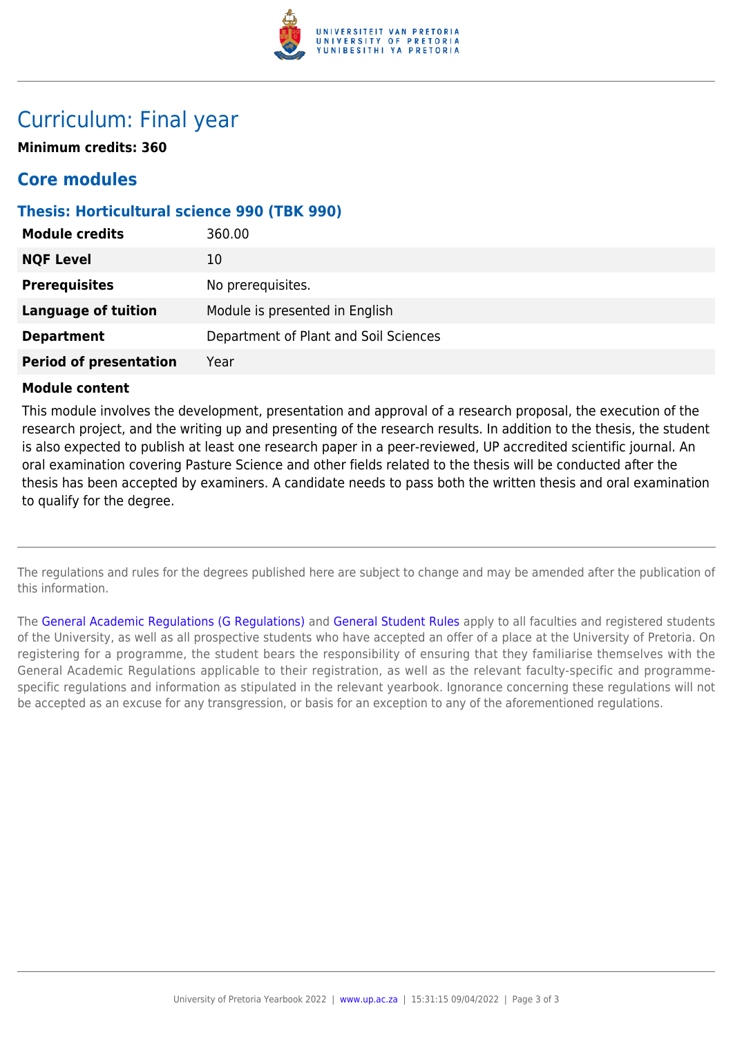# Curriculum: Final year

**Minimum credits: 360**

## Core modules

### Thesis: Horticultural science 990 (TBK 990)

| | |
|---|---|
| **Module credits** | 360.00 |
| **NQF Level** | 10 |
| **Prerequisites** | No prerequisites. |
| **Language of tuition** | Module is presented in English |
| **Department** | Department of Plant and Soil Sciences |
| **Period of presentation** | Year |

**Module content**

This module involves the development, presentation and approval of a research proposal, the execution of the research project, and the writing up and presenting of the research results. In addition to the thesis, the student is also expected to publish at least one research paper in a peer-reviewed, UP accredited scientific journal. An oral examination covering Pasture Science and other fields related to the thesis will be conducted after the thesis has been accepted by examiners. A candidate needs to pass both the written thesis and oral examination to qualify for the degree.

---

The regulations and rules for the degrees published here are subject to change and may be amended after the publication of this information.

The General Academic Regulations (G Regulations) and General Student Rules apply to all faculties and registered students of the University, as well as all prospective students who have accepted an offer of a place at the University of Pretoria. On registering for a programme, the student bears the responsibility of ensuring that they familiarise themselves with the General Academic Regulations applicable to their registration, as well as the relevant faculty-specific and programme-specific regulations and information as stipulated in the relevant yearbook. Ignorance concerning these regulations will not be accepted as an excuse for any transgression, or basis for an exception to any of the aforementioned regulations.